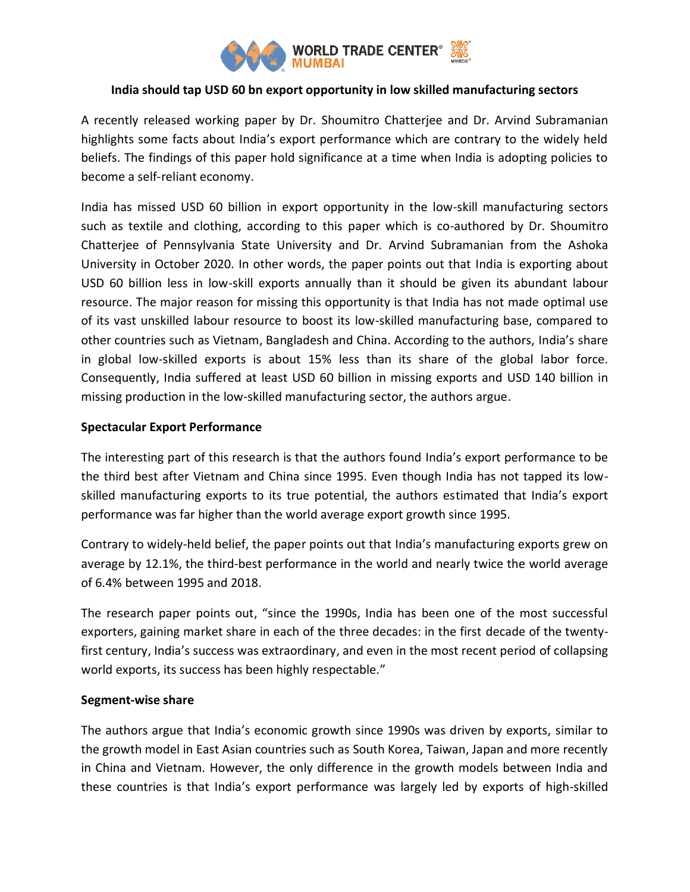# India should tap USD 60 bn export opportunity in low skilled manufacturing sectors

A recently released working paper by Dr. Shoumitro Chatterjee and Dr. Arvind Subramanian highlights some facts about India's export performance which are contrary to the widely held beliefs. The findings of this paper hold significance at a time when India is adopting policies to become a self-reliant economy.

India has missed USD 60 billion in export opportunity in the low-skill manufacturing sectors such as textile and clothing, according to this paper which is co-authored by Dr. Shoumitro Chatterjee of Pennsylvania State University and Dr. Arvind Subramanian from the Ashoka University in October 2020. In other words, the paper points out that India is exporting about USD 60 billion less in low-skill exports annually than it should be given its abundant labour resource. The major reason for missing this opportunity is that India has not made optimal use of its vast unskilled labour resource to boost its low-skilled manufacturing base, compared to other countries such as Vietnam, Bangladesh and China. According to the authors, India's share in global low-skilled exports is about 15% less than its share of the global labor force. Consequently, India suffered at least USD 60 billion in missing exports and USD 140 billion in missing production in the low-skilled manufacturing sector, the authors argue.

## Spectacular Export Performance

The interesting part of this research is that the authors found India's export performance to be the third best after Vietnam and China since 1995. Even though India has not tapped its low-skilled manufacturing exports to its true potential, the authors estimated that India's export performance was far higher than the world average export growth since 1995.

Contrary to widely-held belief, the paper points out that India's manufacturing exports grew on average by 12.1%, the third-best performance in the world and nearly twice the world average of 6.4% between 1995 and 2018.

The research paper points out, "since the 1990s, India has been one of the most successful exporters, gaining market share in each of the three decades: in the first decade of the twenty-first century, India's success was extraordinary, and even in the most recent period of collapsing world exports, its success has been highly respectable."

## Segment-wise share

The authors argue that India's economic growth since 1990s was driven by exports, similar to the growth model in East Asian countries such as South Korea, Taiwan, Japan and more recently in China and Vietnam. However, the only difference in the growth models between India and these countries is that India's export performance was largely led by exports of high-skilled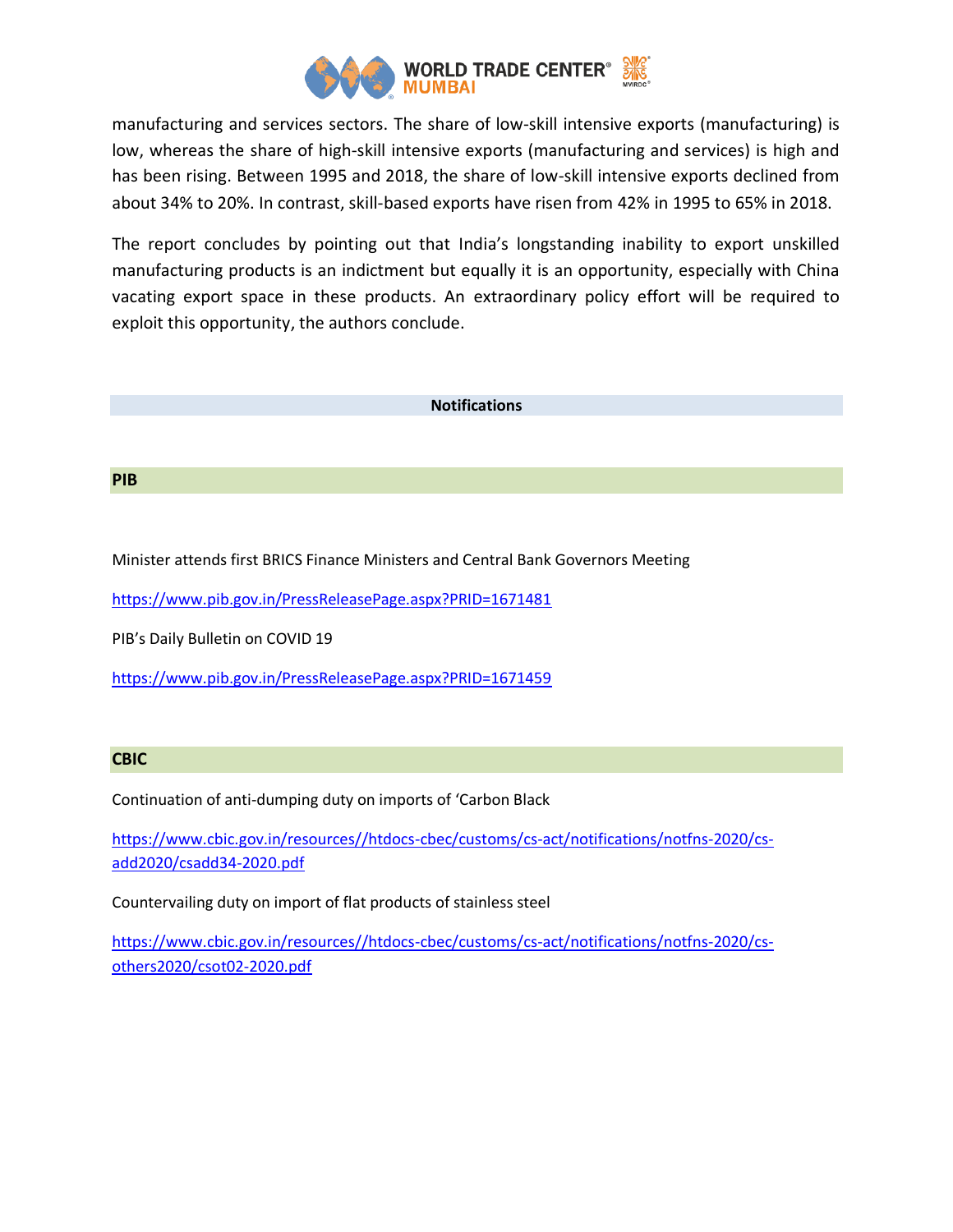manufacturing and services sectors. The share of low-skill intensive exports (manufacturing) is low, whereas the share of high-skill intensive exports (manufacturing and services) is high and has been rising. Between 1995 and 2018, the share of low-skill intensive exports declined from about 34% to 20%. In contrast, skill-based exports have risen from 42% in 1995 to 65% in 2018.

The report concludes by pointing out that India's longstanding inability to export unskilled manufacturing products is an indictment but equally it is an opportunity, especially with China vacating export space in these products. An extraordinary policy effort will be required to exploit this opportunity, the authors conclude.

## Notifications

### PIB

Minister attends first BRICS Finance Ministers and Central Bank Governors Meeting

https://www.pib.gov.in/PressReleasePage.aspx?PRID=1671481

PIB's Daily Bulletin on COVID 19

https://www.pib.gov.in/PressReleasePage.aspx?PRID=1671459

### CBIC

Continuation of anti-dumping duty on imports of 'Carbon Black

https://www.cbic.gov.in/resources//htdocs-cbec/customs/cs-act/notifications/notfns-2020/cs-add2020/csadd34-2020.pdf

Countervailing duty on import of flat products of stainless steel

https://www.cbic.gov.in/resources//htdocs-cbec/customs/cs-act/notifications/notfns-2020/cs-others2020/csot02-2020.pdf